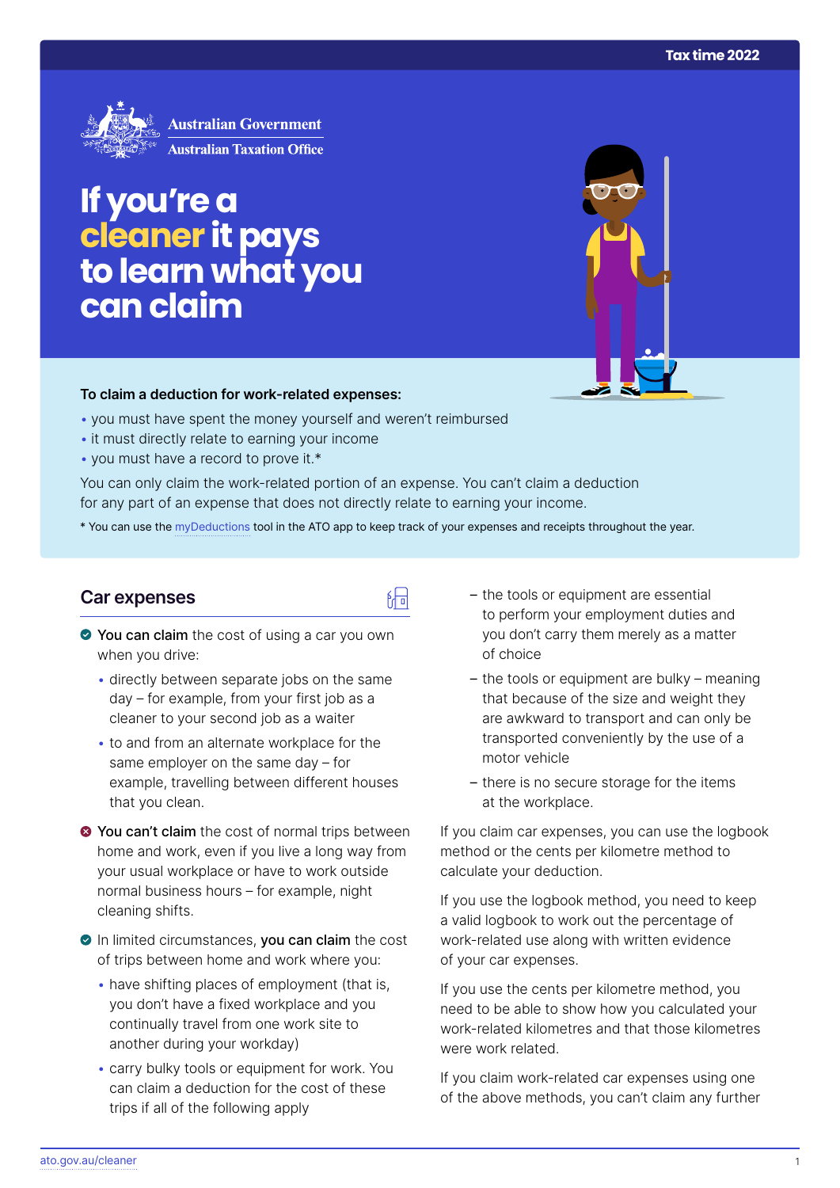Tax time 2022

Australian Government
Australian Taxation Office

# If you're a cleaner it pays to learn what you can claim

**To claim a deduction for work-related expenses:**

- you must have spent the money yourself and weren't reimbursed
- it must directly relate to earning your income
- you must have a record to prove it.*

You can only claim the work-related portion of an expense. You can't claim a deduction for any part of an expense that does not directly relate to earning your income.

* You can use the myDeductions tool in the ATO app to keep track of your expenses and receipts throughout the year.

## Car expenses

✔ **You can claim** the cost of using a car you own when you drive:

- directly between separate jobs on the same day – for example, from your first job as a cleaner to your second job as a waiter
- to and from an alternate workplace for the same employer on the same day – for example, travelling between different houses that you clean.

✖ **You can't claim** the cost of normal trips between home and work, even if you live a long way from your usual workplace or have to work outside normal business hours – for example, night cleaning shifts.

✔ In limited circumstances, **you can claim** the cost of trips between home and work where you:

- have shifting places of employment (that is, you don't have a fixed workplace and you continually travel from one work site to another during your workday)
- carry bulky tools or equipment for work. You can claim a deduction for the cost of these trips if all of the following apply
  - the tools or equipment are essential to perform your employment duties and you don't carry them merely as a matter of choice
  - the tools or equipment are bulky – meaning that because of the size and weight they are awkward to transport and can only be transported conveniently by the use of a motor vehicle
  - there is no secure storage for the items at the workplace.

If you claim car expenses, you can use the logbook method or the cents per kilometre method to calculate your deduction.

If you use the logbook method, you need to keep a valid logbook to work out the percentage of work-related use along with written evidence of your car expenses.

If you use the cents per kilometre method, you need to be able to show how you calculated your work-related kilometres and that those kilometres were work related.

If you claim work-related car expenses using one of the above methods, you can't claim any further

ato.gov.au/cleaner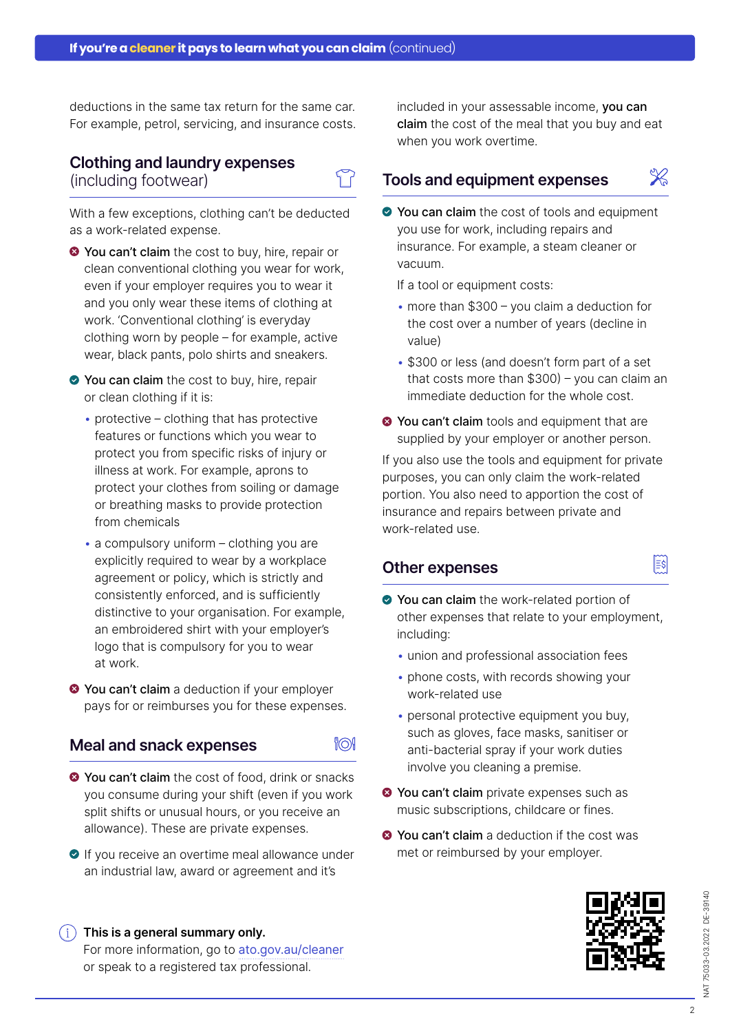deductions in the same tax return for the same car. For example, petrol, servicing, and insurance costs.

## Clothing and laundry expenses (including footwear)

With a few exceptions, clothing can't be deducted as a work-related expense.

- **You can't claim** the cost to buy, hire, repair or clean conventional clothing you wear for work, even if your employer requires you to wear it and you only wear these items of clothing at work. 'Conventional clothing' is everyday clothing worn by people – for example, active wear, black pants, polo shirts and sneakers.
- **You can claim** the cost to buy, hire, repair or clean clothing if it is:
  - protective – clothing that has protective features or functions which you wear to protect you from specific risks of injury or illness at work. For example, aprons to protect your clothes from soiling or damage or breathing masks to provide protection from chemicals
  - a compulsory uniform – clothing you are explicitly required to wear by a workplace agreement or policy, which is strictly and consistently enforced, and is sufficiently distinctive to your organisation. For example, an embroidered shirt with your employer's logo that is compulsory for you to wear at work.
- **You can't claim** a deduction if your employer pays for or reimburses you for these expenses.

## Meal and snack expenses

- **You can't claim** the cost of food, drink or snacks you consume during your shift (even if you work split shifts or unusual hours, or you receive an allowance). These are private expenses.
- If you receive an overtime meal allowance under an industrial law, award or agreement and it's included in your assessable income, **you can claim** the cost of the meal that you buy and eat when you work overtime.

## Tools and equipment expenses

- **You can claim** the cost of tools and equipment you use for work, including repairs and insurance. For example, a steam cleaner or vacuum.

  If a tool or equipment costs:
  - more than $300 – you claim a deduction for the cost over a number of years (decline in value)
  - $300 or less (and doesn't form part of a set that costs more than $300) – you can claim an immediate deduction for the whole cost.
- **You can't claim** tools and equipment that are supplied by your employer or another person.

If you also use the tools and equipment for private purposes, you can only claim the work-related portion. You also need to apportion the cost of insurance and repairs between private and work-related use.

## Other expenses

- **You can claim** the work-related portion of other expenses that relate to your employment, including:
  - union and professional association fees
  - phone costs, with records showing your work-related use
  - personal protective equipment you buy, such as gloves, face masks, sanitiser or anti-bacterial spray if your work duties involve you cleaning a premise.
- **You can't claim** private expenses such as music subscriptions, childcare or fines.
- **You can't claim** a deduction if the cost was met or reimbursed by your employer.

**This is a general summary only.**
For more information, go to ato.gov.au/cleaner or speak to a registered tax professional.

NAT 75033-03.2022 DE-39140